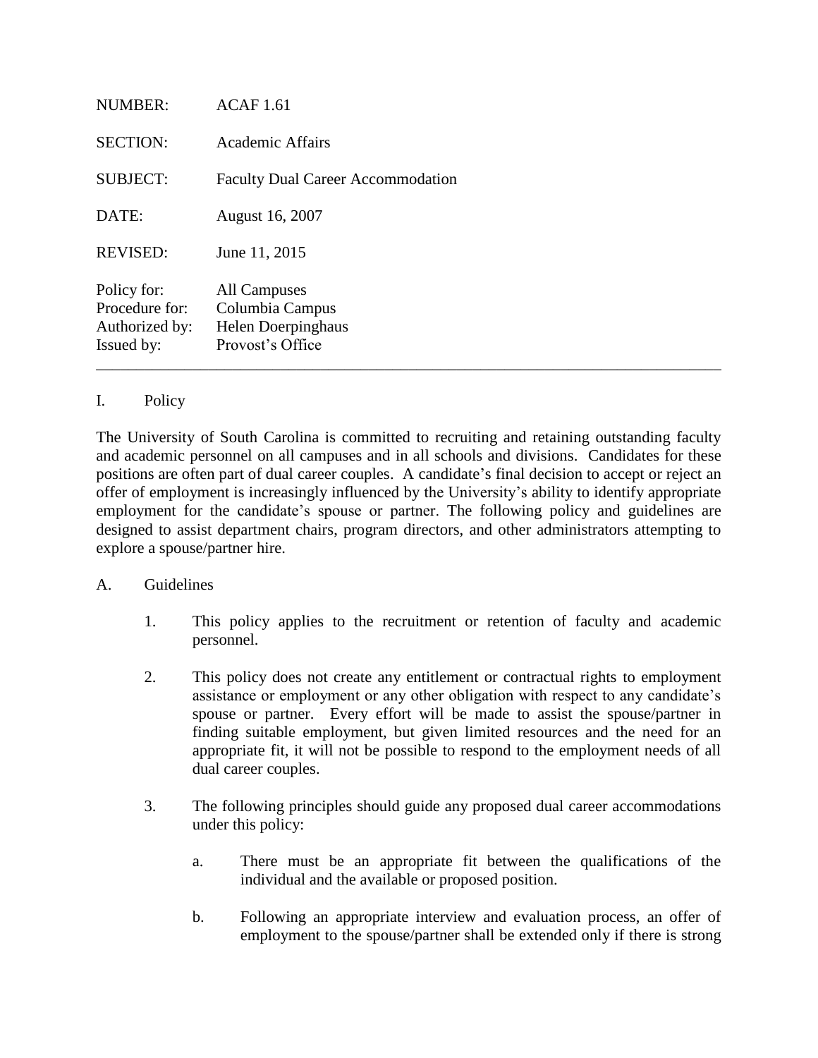| | |
|---|---|
| NUMBER: | ACAF 1.61 |
| SECTION: | Academic Affairs |
| SUBJECT: | Faculty Dual Career Accommodation |
| DATE: | August 16, 2007 |
| REVISED: | June 11, 2015 |
| Policy for: | All Campuses |
| Procedure for: | Columbia Campus |
| Authorized by: | Helen Doerpinghaus |
| Issued by: | Provost's Office |

---

## I. Policy

The University of South Carolina is committed to recruiting and retaining outstanding faculty and academic personnel on all campuses and in all schools and divisions. Candidates for these positions are often part of dual career couples. A candidate's final decision to accept or reject an offer of employment is increasingly influenced by the University's ability to identify appropriate employment for the candidate's spouse or partner. The following policy and guidelines are designed to assist department chairs, program directors, and other administrators attempting to explore a spouse/partner hire.

### A. Guidelines

1. This policy applies to the recruitment or retention of faculty and academic personnel.

2. This policy does not create any entitlement or contractual rights to employment assistance or employment or any other obligation with respect to any candidate's spouse or partner. Every effort will be made to assist the spouse/partner in finding suitable employment, but given limited resources and the need for an appropriate fit, it will not be possible to respond to the employment needs of all dual career couples.

3. The following principles should guide any proposed dual career accommodations under this policy:

   a. There must be an appropriate fit between the qualifications of the individual and the available or proposed position.

   b. Following an appropriate interview and evaluation process, an offer of employment to the spouse/partner shall be extended only if there is strong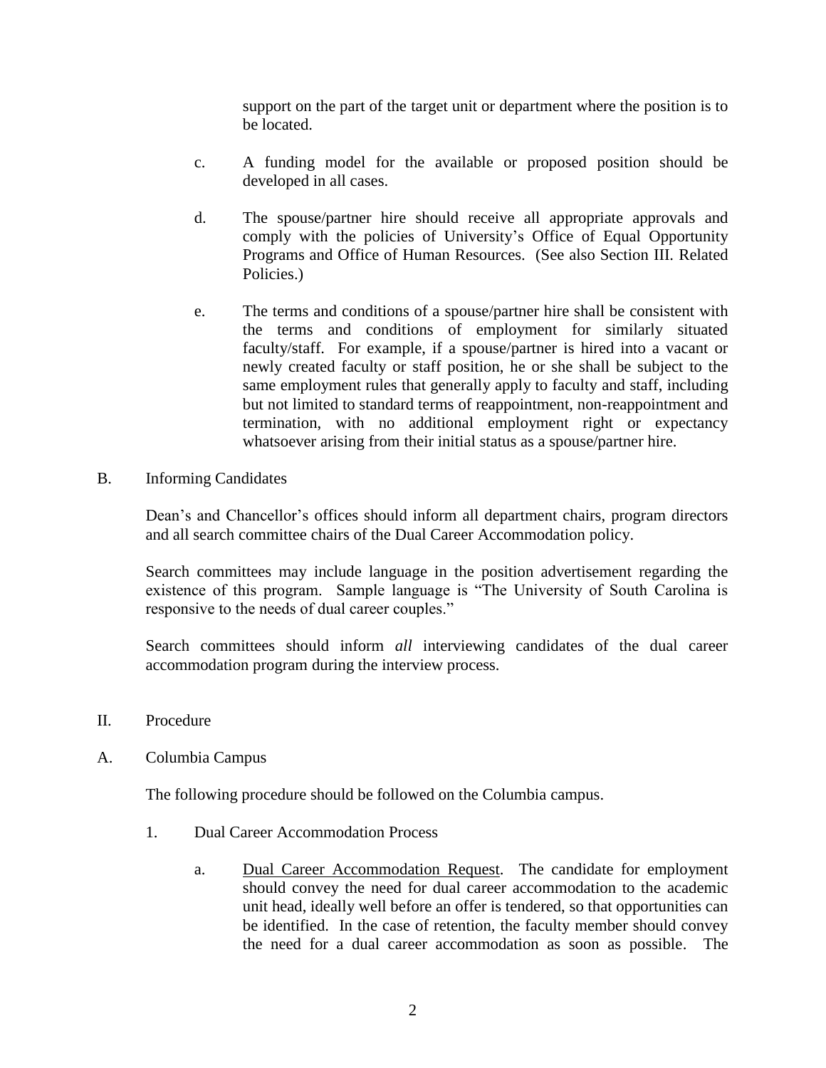support on the part of the target unit or department where the position is to be located.

c. A funding model for the available or proposed position should be developed in all cases.

d. The spouse/partner hire should receive all appropriate approvals and comply with the policies of University's Office of Equal Opportunity Programs and Office of Human Resources. (See also Section III. Related Policies.)

e. The terms and conditions of a spouse/partner hire shall be consistent with the terms and conditions of employment for similarly situated faculty/staff. For example, if a spouse/partner is hired into a vacant or newly created faculty or staff position, he or she shall be subject to the same employment rules that generally apply to faculty and staff, including but not limited to standard terms of reappointment, non-reappointment and termination, with no additional employment right or expectancy whatsoever arising from their initial status as a spouse/partner hire.

B. Informing Candidates

Dean's and Chancellor's offices should inform all department chairs, program directors and all search committee chairs of the Dual Career Accommodation policy.

Search committees may include language in the position advertisement regarding the existence of this program. Sample language is "The University of South Carolina is responsive to the needs of dual career couples."

Search committees should inform *all* interviewing candidates of the dual career accommodation program during the interview process.

II. Procedure

A. Columbia Campus

The following procedure should be followed on the Columbia campus.

1. Dual Career Accommodation Process

a. Dual Career Accommodation Request. The candidate for employment should convey the need for dual career accommodation to the academic unit head, ideally well before an offer is tendered, so that opportunities can be identified. In the case of retention, the faculty member should convey the need for a dual career accommodation as soon as possible. The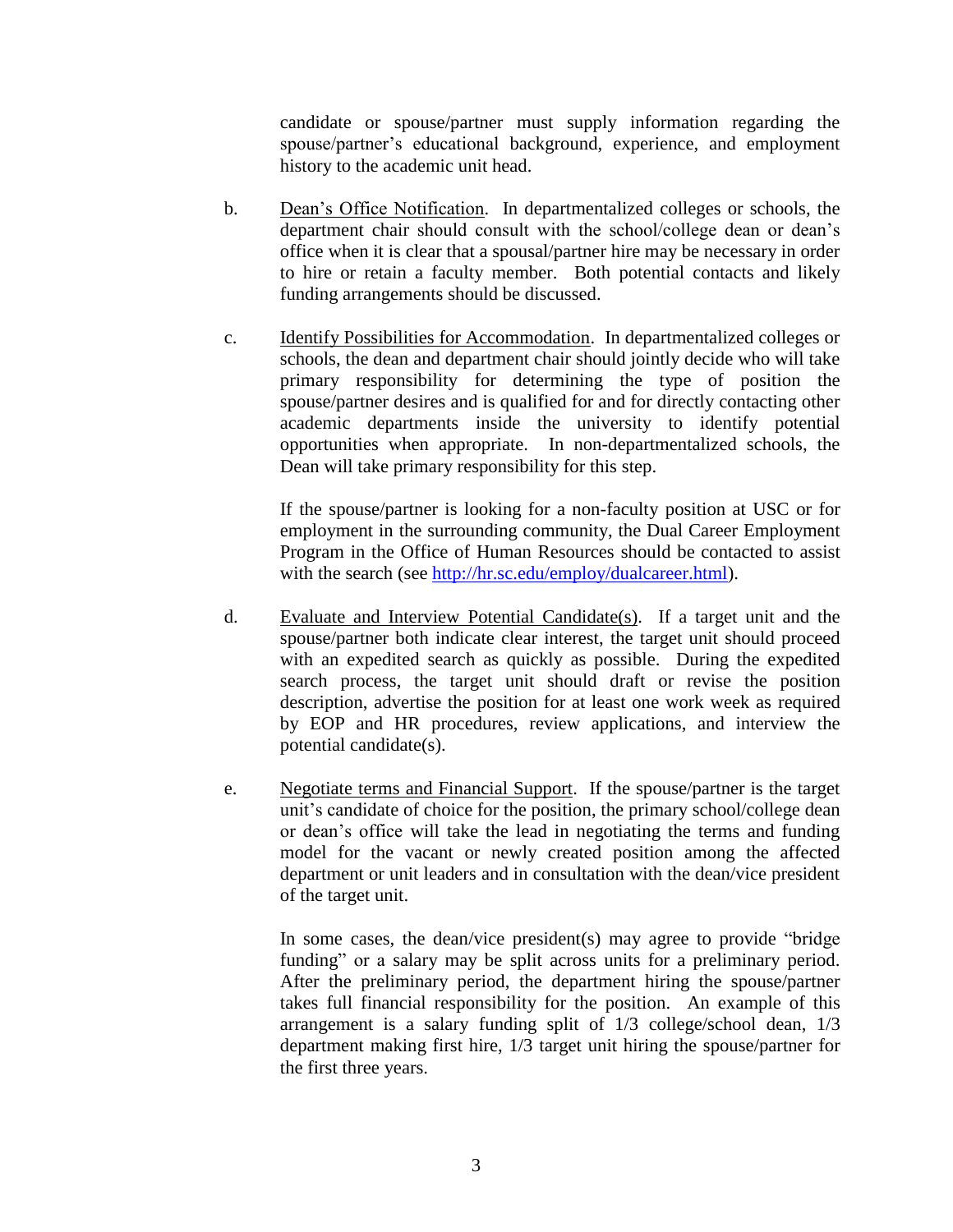candidate or spouse/partner must supply information regarding the spouse/partner's educational background, experience, and employment history to the academic unit head.

b. Dean's Office Notification. In departmentalized colleges or schools, the department chair should consult with the school/college dean or dean's office when it is clear that a spousal/partner hire may be necessary in order to hire or retain a faculty member. Both potential contacts and likely funding arrangements should be discussed.

c. Identify Possibilities for Accommodation. In departmentalized colleges or schools, the dean and department chair should jointly decide who will take primary responsibility for determining the type of position the spouse/partner desires and is qualified for and for directly contacting other academic departments inside the university to identify potential opportunities when appropriate. In non-departmentalized schools, the Dean will take primary responsibility for this step.

   If the spouse/partner is looking for a non-faculty position at USC or for employment in the surrounding community, the Dual Career Employment Program in the Office of Human Resources should be contacted to assist with the search (see [http://hr.sc.edu/employ/dualcareer.html](http://hr.sc.edu/employ/dualcareer.html)).

d. Evaluate and Interview Potential Candidate(s). If a target unit and the spouse/partner both indicate clear interest, the target unit should proceed with an expedited search as quickly as possible. During the expedited search process, the target unit should draft or revise the position description, advertise the position for at least one work week as required by EOP and HR procedures, review applications, and interview the potential candidate(s).

e. Negotiate terms and Financial Support. If the spouse/partner is the target unit's candidate of choice for the position, the primary school/college dean or dean's office will take the lead in negotiating the terms and funding model for the vacant or newly created position among the affected department or unit leaders and in consultation with the dean/vice president of the target unit.

   In some cases, the dean/vice president(s) may agree to provide "bridge funding" or a salary may be split across units for a preliminary period. After the preliminary period, the department hiring the spouse/partner takes full financial responsibility for the position. An example of this arrangement is a salary funding split of 1/3 college/school dean, 1/3 department making first hire, 1/3 target unit hiring the spouse/partner for the first three years.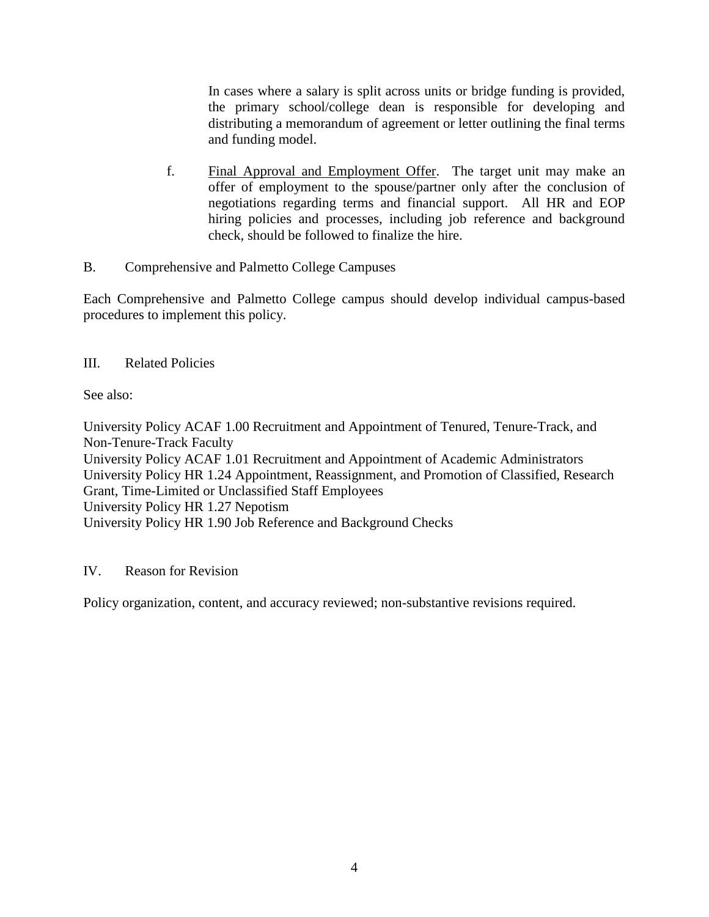In cases where a salary is split across units or bridge funding is provided, the primary school/college dean is responsible for developing and distributing a memorandum of agreement or letter outlining the final terms and funding model.

f. Final Approval and Employment Offer. The target unit may make an offer of employment to the spouse/partner only after the conclusion of negotiations regarding terms and financial support. All HR and EOP hiring policies and processes, including job reference and background check, should be followed to finalize the hire.

B. Comprehensive and Palmetto College Campuses

Each Comprehensive and Palmetto College campus should develop individual campus-based procedures to implement this policy.

## III. Related Policies

See also:

University Policy ACAF 1.00 Recruitment and Appointment of Tenured, Tenure-Track, and Non-Tenure-Track Faculty
University Policy ACAF 1.01 Recruitment and Appointment of Academic Administrators
University Policy HR 1.24 Appointment, Reassignment, and Promotion of Classified, Research Grant, Time-Limited or Unclassified Staff Employees
University Policy HR 1.27 Nepotism
University Policy HR 1.90 Job Reference and Background Checks

## IV. Reason for Revision

Policy organization, content, and accuracy reviewed; non-substantive revisions required.